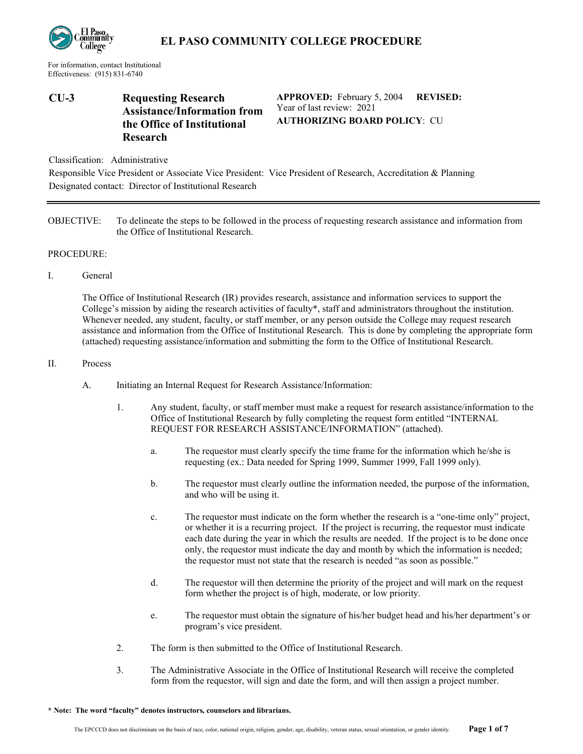# EL PASO COMMUNITY COLLEGE PROCEDURE

For information, contact Institutional Effectiveness: (915) 831-6740

**CU-3** **Requesting Research Assistance/Information from the Office of Institutional Research**

**APPROVED:** February 5, 2004 **REVISED:**
Year of last review: 2021
**AUTHORIZING BOARD POLICY**: CU

Classification: Administrative
Responsible Vice President or Associate Vice President: Vice President of Research, Accreditation & Planning
Designated contact: Director of Institutional Research

---

OBJECTIVE: To delineate the steps to be followed in the process of requesting research assistance and information from the Office of Institutional Research.

PROCEDURE:

I. General

The Office of Institutional Research (IR) provides research, assistance and information services to support the College's mission by aiding the research activities of faculty*, staff and administrators throughout the institution. Whenever needed, any student, faculty, or staff member, or any person outside the College may request research assistance and information from the Office of Institutional Research. This is done by completing the appropriate form (attached) requesting assistance/information and submitting the form to the Office of Institutional Research.

II. Process

A. Initiating an Internal Request for Research Assistance/Information:

1. Any student, faculty, or staff member must make a request for research assistance/information to the Office of Institutional Research by fully completing the request form entitled "INTERNAL REQUEST FOR RESEARCH ASSISTANCE/INFORMATION" (attached).

   a. The requestor must clearly specify the time frame for the information which he/she is requesting (ex.: Data needed for Spring 1999, Summer 1999, Fall 1999 only).

   b. The requestor must clearly outline the information needed, the purpose of the information, and who will be using it.

   c. The requestor must indicate on the form whether the research is a "one-time only" project, or whether it is a recurring project. If the project is recurring, the requestor must indicate each date during the year in which the results are needed. If the project is to be done once only, the requestor must indicate the day and month by which the information is needed; the requestor must not state that the research is needed "as soon as possible."

   d. The requestor will then determine the priority of the project and will mark on the request form whether the project is of high, moderate, or low priority.

   e. The requestor must obtain the signature of his/her budget head and his/her department's or program's vice president.

2. The form is then submitted to the Office of Institutional Research.

3. The Administrative Associate in the Office of Institutional Research will receive the completed form from the requestor, will sign and date the form, and will then assign a project number.

**\* Note: The word "faculty" denotes instructors, counselors and librarians.**

The EPCCCD does not discriminate on the basis of race, color, national origin, religion, gender, age, disability, veteran status, sexual orientation, or gender identity.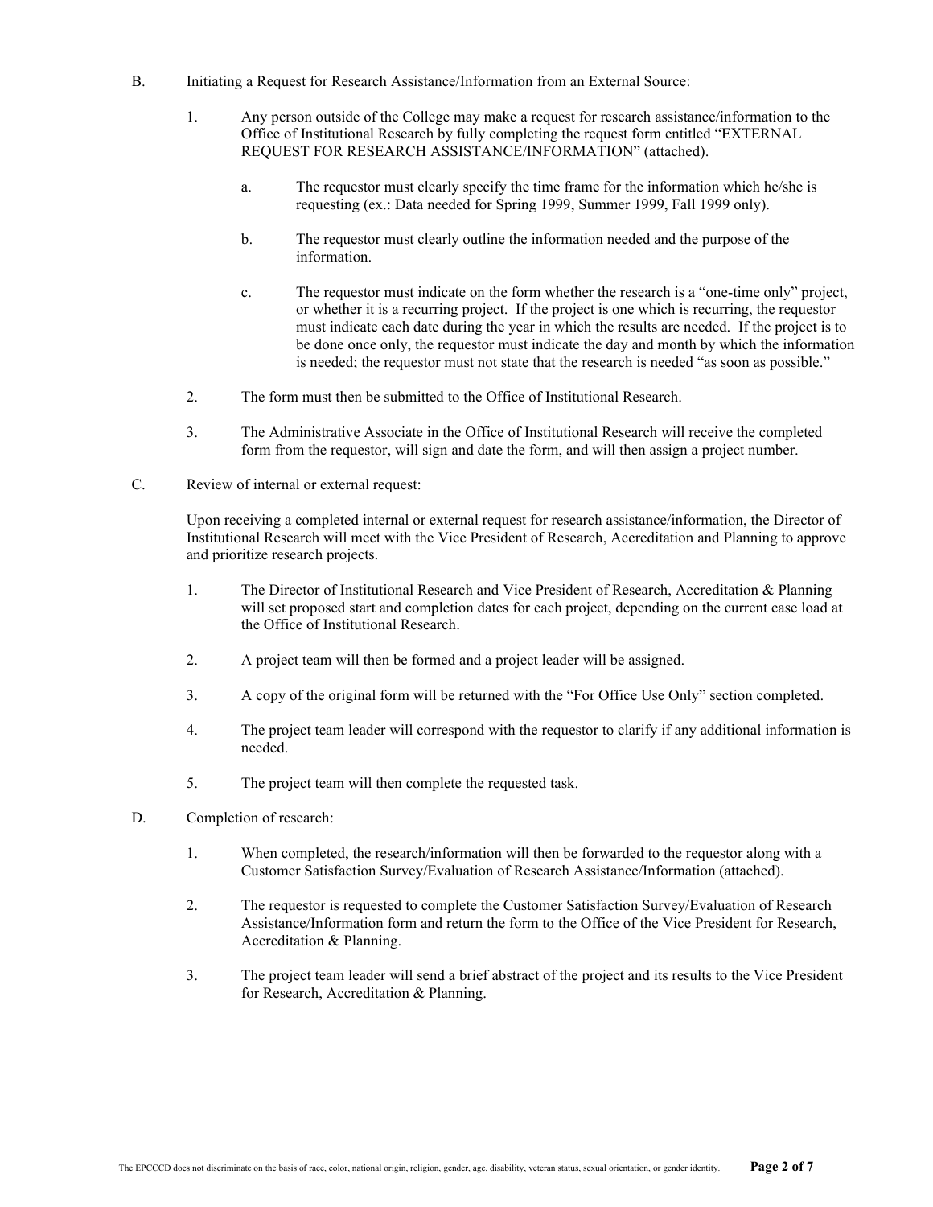B. Initiating a Request for Research Assistance/Information from an External Source:

1. Any person outside of the College may make a request for research assistance/information to the Office of Institutional Research by fully completing the request form entitled "EXTERNAL REQUEST FOR RESEARCH ASSISTANCE/INFORMATION" (attached).

    a. The requestor must clearly specify the time frame for the information which he/she is requesting (ex.: Data needed for Spring 1999, Summer 1999, Fall 1999 only).

    b. The requestor must clearly outline the information needed and the purpose of the information.

    c. The requestor must indicate on the form whether the research is a "one-time only" project, or whether it is a recurring project. If the project is one which is recurring, the requestor must indicate each date during the year in which the results are needed. If the project is to be done once only, the requestor must indicate the day and month by which the information is needed; the requestor must not state that the research is needed "as soon as possible."

2. The form must then be submitted to the Office of Institutional Research.

3. The Administrative Associate in the Office of Institutional Research will receive the completed form from the requestor, will sign and date the form, and will then assign a project number.

C. Review of internal or external request:

Upon receiving a completed internal or external request for research assistance/information, the Director of Institutional Research will meet with the Vice President of Research, Accreditation and Planning to approve and prioritize research projects.

1. The Director of Institutional Research and Vice President of Research, Accreditation & Planning will set proposed start and completion dates for each project, depending on the current case load at the Office of Institutional Research.

2. A project team will then be formed and a project leader will be assigned.

3. A copy of the original form will be returned with the "For Office Use Only" section completed.

4. The project team leader will correspond with the requestor to clarify if any additional information is needed.

5. The project team will then complete the requested task.

D. Completion of research:

1. When completed, the research/information will then be forwarded to the requestor along with a Customer Satisfaction Survey/Evaluation of Research Assistance/Information (attached).

2. The requestor is requested to complete the Customer Satisfaction Survey/Evaluation of Research Assistance/Information form and return the form to the Office of the Vice President for Research, Accreditation & Planning.

3. The project team leader will send a brief abstract of the project and its results to the Vice President for Research, Accreditation & Planning.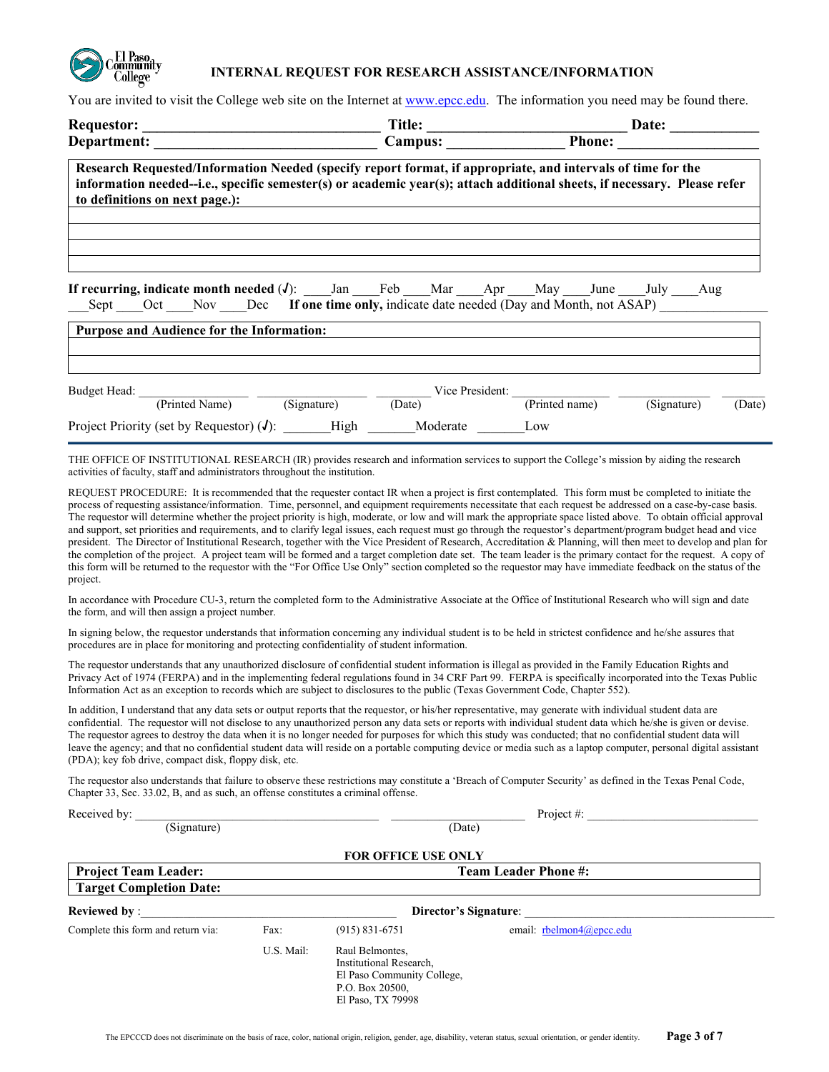**INTERNAL REQUEST FOR RESEARCH ASSISTANCE/INFORMATION**

You are invited to visit the College web site on the Internet at www.epcc.edu. The information you need may be found there.

**Requestor:** ______________________________ **Title:** ________________________ **Date:** ___________
**Department:** ____________________________ **Campus:** ______________ **Phone:** __________________

**Research Requested/Information Needed (specify report format, if appropriate, and intervals of time for the information needed--i.e., specific semester(s) or academic year(s); attach additional sheets, if necessary. Please refer to definitions on next page.):**

**If recurring, indicate month needed (√):** ____Jan ____Feb ____Mar ____Apr ____May ____June ____July ____Aug ___Sept ____Oct ____Nov ____Dec **If one time only,** indicate date needed (Day and Month, not ASAP) _______________

**Purpose and Audience for the Information:**

Budget Head: ______________ (Printed Name) ______________ (Signature) ________ (Date) Vice President: ______________ (Printed name) ______________ (Signature) ________ (Date)

Project Priority (set by Requestor) (√): _______High _______Moderate _______Low

THE OFFICE OF INSTITUTIONAL RESEARCH (IR) provides research and information services to support the College's mission by aiding the research activities of faculty, staff and administrators throughout the institution.

REQUEST PROCEDURE: It is recommended that the requester contact IR when a project is first contemplated. This form must be completed to initiate the process of requesting assistance/information. Time, personnel, and equipment requirements necessitate that each request be addressed on a case-by-case basis. The requestor will determine whether the project priority is high, moderate, or low and will mark the appropriate space listed above. To obtain official approval and support, set priorities and requirements, and to clarify legal issues, each request must go through the requestor's department/program budget head and vice president. The Director of Institutional Research, together with the Vice President of Research, Accreditation & Planning, will then meet to develop and plan for the completion of the project. A project team will be formed and a target completion date set. The team leader is the primary contact for the request. A copy of this form will be returned to the requestor with the "For Office Use Only" section completed so the requestor may have immediate feedback on the status of the project.

In accordance with Procedure CU-3, return the completed form to the Administrative Associate at the Office of Institutional Research who will sign and date the form, and will then assign a project number.

In signing below, the requestor understands that information concerning any individual student is to be held in strictest confidence and he/she assures that procedures are in place for monitoring and protecting confidentiality of student information.

The requestor understands that any unauthorized disclosure of confidential student information is illegal as provided in the Family Education Rights and Privacy Act of 1974 (FERPA) and in the implementing federal regulations found in 34 CRF Part 99. FERPA is specifically incorporated into the Texas Public Information Act as an exception to records which are subject to disclosures to the public (Texas Government Code, Chapter 552).

In addition, I understand that any data sets or output reports that the requestor, or his/her representative, may generate with individual student data are confidential. The requestor will not disclose to any unauthorized person any data sets or reports with individual student data which he/she is given or devise. The requestor agrees to destroy the data when it is no longer needed for purposes for which this study was conducted; that no confidential student data will leave the agency; and that no confidential student data will reside on a portable computing device or media such as a laptop computer, personal digital assistant (PDA); key fob drive, compact disk, floppy disk, etc.

The requestor also understands that failure to observe these restrictions may constitute a 'Breach of Computer Security' as defined in the Texas Penal Code, Chapter 33, Sec. 33.02, B, and as such, an offense constitutes a criminal offense.

Received by: ______________________________ (Signature) ____________________ (Date) Project #: ________________________

**FOR OFFICE USE ONLY**

| **Project Team Leader:** | **Team Leader Phone #:** |
|---|---|
| **Target Completion Date:** | |

**Reviewed by** :_______________________________________ **Director's Signature**: _______________________________________

Complete this form and return via:

Fax: (915) 831-6751 email: rbelmon4@epcc.edu

U.S. Mail: Raul Belmontes,
Institutional Research,
El Paso Community College,
P.O. Box 20500,
El Paso, TX 79998

The EPCCCD does not discriminate on the basis of race, color, national origin, religion, gender, age, disability, veteran status, sexual orientation, or gender identity.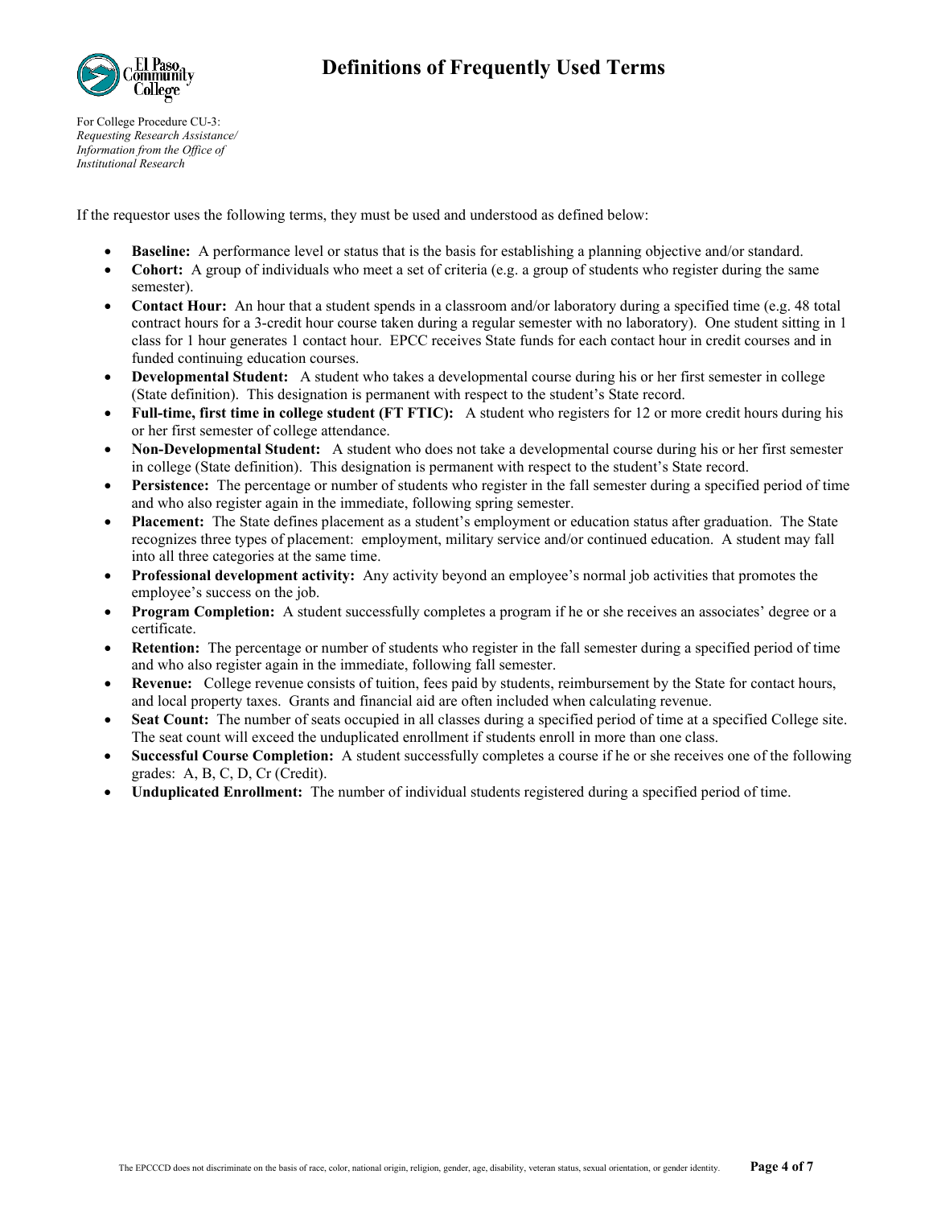# Definitions of Frequently Used Terms

For College Procedure CU-3:
*Requesting Research Assistance/ Information from the Office of Institutional Research*

If the requestor uses the following terms, they must be used and understood as defined below:

- **Baseline:** A performance level or status that is the basis for establishing a planning objective and/or standard.
- **Cohort:** A group of individuals who meet a set of criteria (e.g. a group of students who register during the same semester).
- **Contact Hour:** An hour that a student spends in a classroom and/or laboratory during a specified time (e.g. 48 total contract hours for a 3-credit hour course taken during a regular semester with no laboratory). One student sitting in 1 class for 1 hour generates 1 contact hour. EPCC receives State funds for each contact hour in credit courses and in funded continuing education courses.
- **Developmental Student:** A student who takes a developmental course during his or her first semester in college (State definition). This designation is permanent with respect to the student's State record.
- **Full-time, first time in college student (FT FTIC):** A student who registers for 12 or more credit hours during his or her first semester of college attendance.
- **Non-Developmental Student:** A student who does not take a developmental course during his or her first semester in college (State definition). This designation is permanent with respect to the student's State record.
- **Persistence:** The percentage or number of students who register in the fall semester during a specified period of time and who also register again in the immediate, following spring semester.
- **Placement:** The State defines placement as a student's employment or education status after graduation. The State recognizes three types of placement: employment, military service and/or continued education. A student may fall into all three categories at the same time.
- **Professional development activity:** Any activity beyond an employee's normal job activities that promotes the employee's success on the job.
- **Program Completion:** A student successfully completes a program if he or she receives an associates' degree or a certificate.
- **Retention:** The percentage or number of students who register in the fall semester during a specified period of time and who also register again in the immediate, following fall semester.
- **Revenue:** College revenue consists of tuition, fees paid by students, reimbursement by the State for contact hours, and local property taxes. Grants and financial aid are often included when calculating revenue.
- **Seat Count:** The number of seats occupied in all classes during a specified period of time at a specified College site. The seat count will exceed the unduplicated enrollment if students enroll in more than one class.
- **Successful Course Completion:** A student successfully completes a course if he or she receives one of the following grades: A, B, C, D, Cr (Credit).
- **Unduplicated Enrollment:** The number of individual students registered during a specified period of time.

The EPCCCD does not discriminate on the basis of race, color, national origin, religion, gender, age, disability, veteran status, sexual orientation, or gender identity.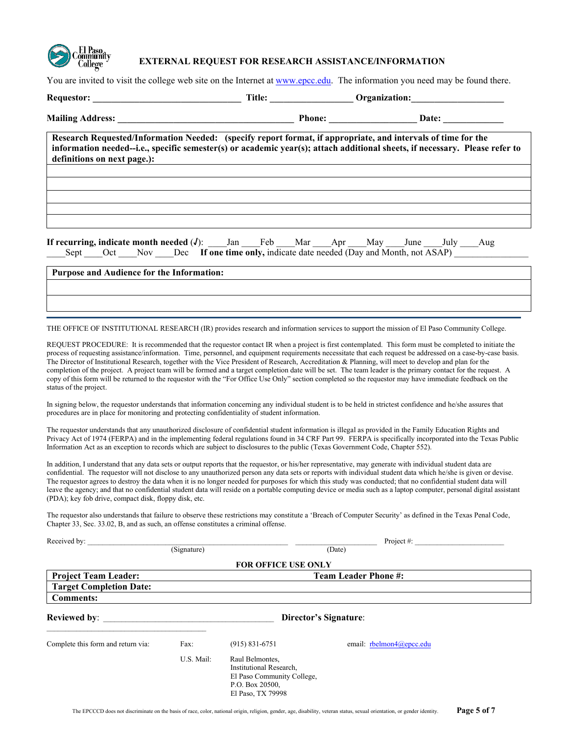# EXTERNAL REQUEST FOR RESEARCH ASSISTANCE/INFORMATION

You are invited to visit the college web site on the Internet at www.epcc.edu. The information you need may be found there.

**Requestor:** ______________________________ **Title:** _________________ **Organization:** ___________________

**Mailing Address:** ____________________________________ **Phone:** __________________ **Date:** ____________

| **Research Requested/Information Needed: (specify report format, if appropriate, and intervals of time for the information needed--i.e., specific semester(s) or academic year(s); attach additional sheets, if necessary. Please refer to definitions on next page.):** |
|---|
| |
| |
| |
| |
| |

**If recurring, indicate month needed (√):** ____Jan ____Feb ____Mar ____Apr ____May ____June ____July ____Aug ____Sept ____Oct ____Nov ____Dec **If one time only,** indicate date needed (Day and Month, not ASAP) _______________

| **Purpose and Audience for the Information:** |
|---|
| |
| |

---

THE OFFICE OF INSTITUTIONAL RESEARCH (IR) provides research and information services to support the mission of El Paso Community College.

REQUEST PROCEDURE: It is recommended that the requestor contact IR when a project is first contemplated. This form must be completed to initiate the process of requesting assistance/information. Time, personnel, and equipment requirements necessitate that each request be addressed on a case-by-case basis. The Director of Institutional Research, together with the Vice President of Research, Accreditation & Planning, will meet to develop and plan for the completion of the project. A project team will be formed and a target completion date will be set. The team leader is the primary contact for the request. A copy of this form will be returned to the requestor with the "For Office Use Only" section completed so the requestor may have immediate feedback on the status of the project.

In signing below, the requestor understands that information concerning any individual student is to be held in strictest confidence and he/she assures that procedures are in place for monitoring and protecting confidentiality of student information.

The requestor understands that any unauthorized disclosure of confidential student information is illegal as provided in the Family Education Rights and Privacy Act of 1974 (FERPA) and in the implementing federal regulations found in 34 CRF Part 99. FERPA is specifically incorporated into the Texas Public Information Act as an exception to records which are subject to disclosures to the public (Texas Government Code, Chapter 552).

In addition, I understand that any data sets or output reports that the requestor, or his/her representative, may generate with individual student data are confidential. The requestor will not disclose to any unauthorized person any data sets or reports with individual student data which he/she is given or devise. The requestor agrees to destroy the data when it is no longer needed for purposes for which this study was conducted; that no confidential student data will leave the agency; and that no confidential student data will reside on a portable computing device or media such as a laptop computer, personal digital assistant (PDA); key fob drive, compact disk, floppy disk, etc.

The requestor also understands that failure to observe these restrictions may constitute a 'Breach of Computer Security' as defined in the Texas Penal Code, Chapter 33, Sec. 33.02, B, and as such, an offense constitutes a criminal offense.

Received by: ______________________________________ (Signature) ____________________ (Date) Project #: ______________________

**FOR OFFICE USE ONLY**

| **Project Team Leader:** | **Team Leader Phone #:** |
|---|---|
| **Target Completion Date:** | |
| **Comments:** | |

**Reviewed by**: ____________________________________ **Director's Signature**: ________________________________

Complete this form and return via:

Fax: (915) 831-6751 email: rbelmon4@epcc.edu

U.S. Mail: Raul Belmontes, Institutional Research, El Paso Community College, P.O. Box 20500, El Paso, TX 79998

The EPCCCD does not discriminate on the basis of race, color, national origin, religion, gender, age, disability, veteran status, sexual orientation, or gender identity.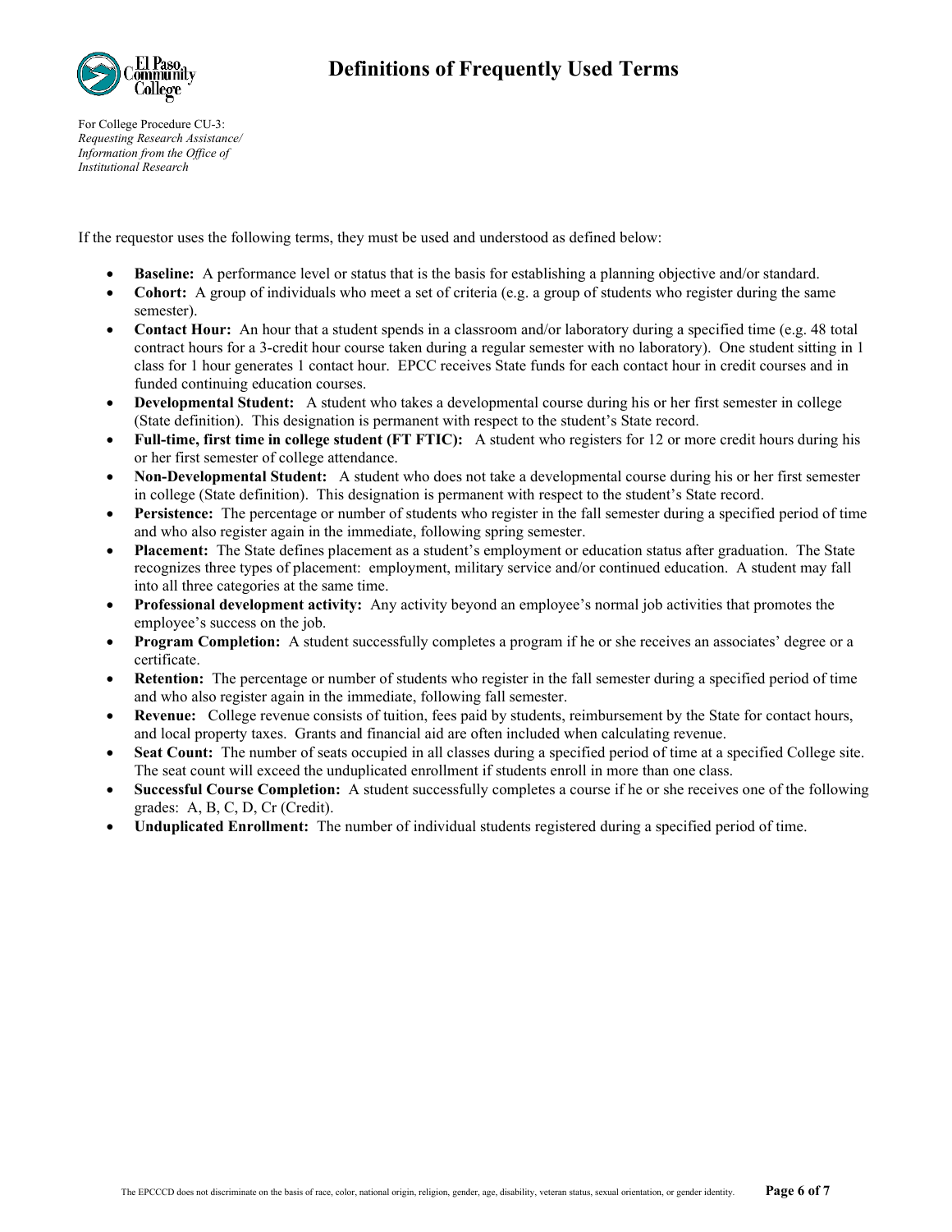# Definitions of Frequently Used Terms

For College Procedure CU-3:
*Requesting Research Assistance/ Information from the Office of Institutional Research*

If the requestor uses the following terms, they must be used and understood as defined below:

- **Baseline:** A performance level or status that is the basis for establishing a planning objective and/or standard.
- **Cohort:** A group of individuals who meet a set of criteria (e.g. a group of students who register during the same semester).
- **Contact Hour:** An hour that a student spends in a classroom and/or laboratory during a specified time (e.g. 48 total contract hours for a 3-credit hour course taken during a regular semester with no laboratory). One student sitting in 1 class for 1 hour generates 1 contact hour. EPCC receives State funds for each contact hour in credit courses and in funded continuing education courses.
- **Developmental Student:** A student who takes a developmental course during his or her first semester in college (State definition). This designation is permanent with respect to the student's State record.
- **Full-time, first time in college student (FT FTIC):** A student who registers for 12 or more credit hours during his or her first semester of college attendance.
- **Non-Developmental Student:** A student who does not take a developmental course during his or her first semester in college (State definition). This designation is permanent with respect to the student's State record.
- **Persistence:** The percentage or number of students who register in the fall semester during a specified period of time and who also register again in the immediate, following spring semester.
- **Placement:** The State defines placement as a student's employment or education status after graduation. The State recognizes three types of placement: employment, military service and/or continued education. A student may fall into all three categories at the same time.
- **Professional development activity:** Any activity beyond an employee's normal job activities that promotes the employee's success on the job.
- **Program Completion:** A student successfully completes a program if he or she receives an associates' degree or a certificate.
- **Retention:** The percentage or number of students who register in the fall semester during a specified period of time and who also register again in the immediate, following fall semester.
- **Revenue:** College revenue consists of tuition, fees paid by students, reimbursement by the State for contact hours, and local property taxes. Grants and financial aid are often included when calculating revenue.
- **Seat Count:** The number of seats occupied in all classes during a specified period of time at a specified College site. The seat count will exceed the unduplicated enrollment if students enroll in more than one class.
- **Successful Course Completion:** A student successfully completes a course if he or she receives one of the following grades: A, B, C, D, Cr (Credit).
- **Unduplicated Enrollment:** The number of individual students registered during a specified period of time.

The EPCCCD does not discriminate on the basis of race, color, national origin, religion, gender, age, disability, veteran status, sexual orientation, or gender identity.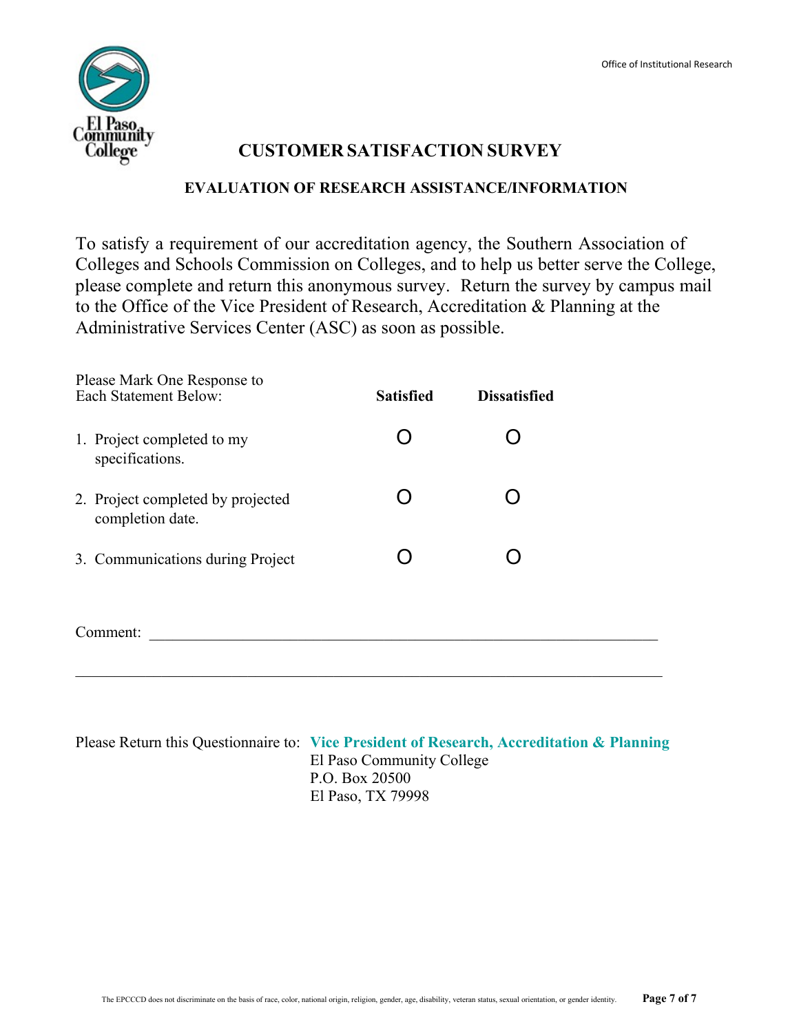Office of Institutional Research

# CUSTOMER SATISFACTION SURVEY

## EVALUATION OF RESEARCH ASSISTANCE/INFORMATION

To satisfy a requirement of our accreditation agency, the Southern Association of Colleges and Schools Commission on Colleges, and to help us better serve the College, please complete and return this anonymous survey. Return the survey by campus mail to the Office of the Vice President of Research, Accreditation & Planning at the Administrative Services Center (ASC) as soon as possible.

| Please Mark One Response to Each Statement Below: | **Satisfied** | **Dissatisfied** |
|---|---|---|
| 1. Project completed to my specifications. | O | O |
| 2. Project completed by projected completion date. | O | O |
| 3. Communications during Project | O | O |

Comment: ____________________________________________________________________

________________________________________________________________________________

Please Return this Questionnaire to: **Vice President of Research, Accreditation & Planning**
El Paso Community College
P.O. Box 20500
El Paso, TX 79998

The EPCCCD does not discriminate on the basis of race, color, national origin, religion, gender, age, disability, veteran status, sexual orientation, or gender identity.